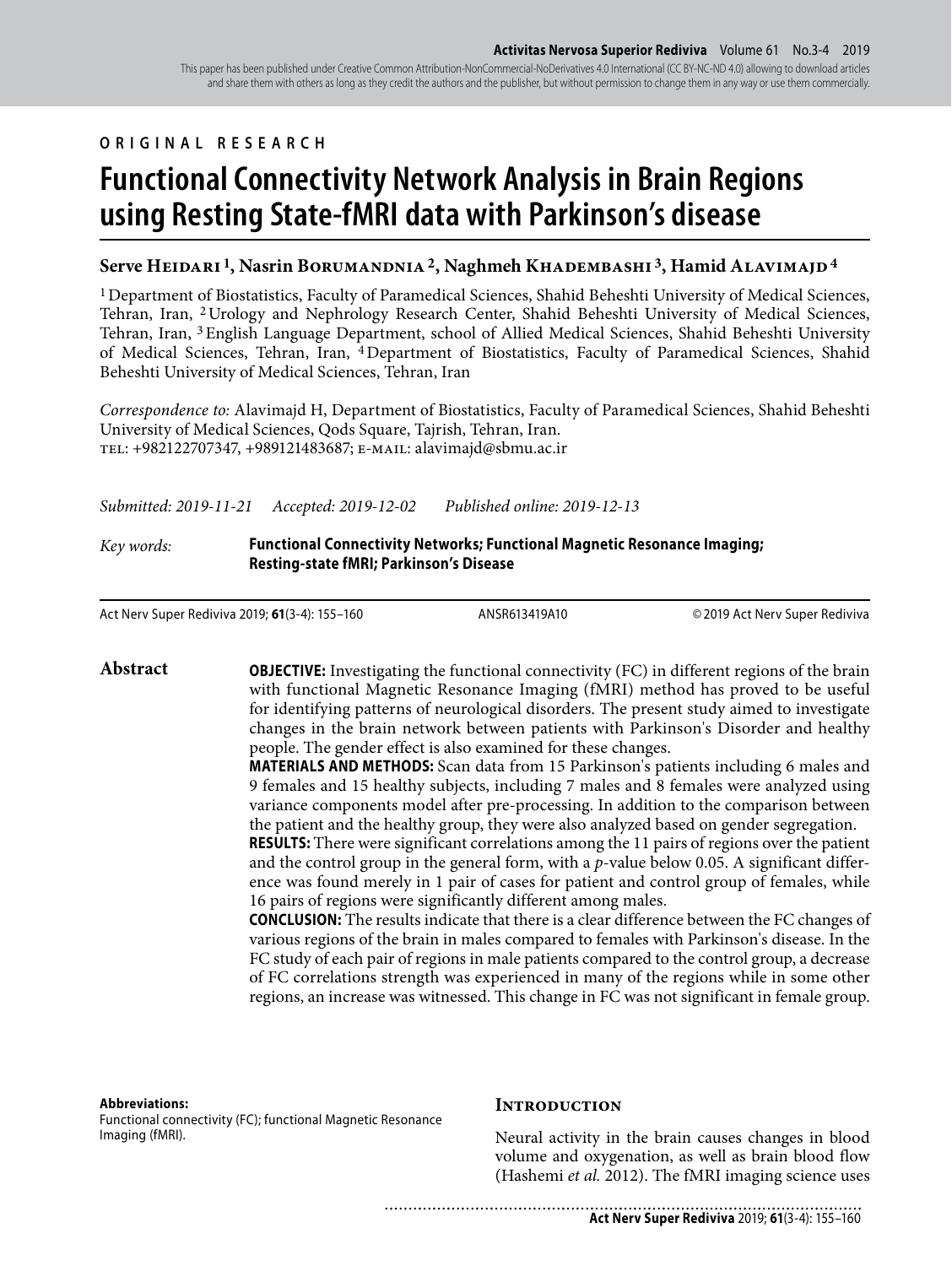ORIGINAL RESEARCH

# Functional Connectivity Network Analysis in Brain Regions using Resting State-fMRI data with Parkinson's disease

**Serve Heidari [1], Nasrin Borumandnia [2], Naghmeh Khadembashi [3], Hamid Alavimajd [4]**

[1] Department of Biostatistics, Faculty of Paramedical Sciences, Shahid Beheshti University of Medical Sciences, Tehran, Iran, [2] Urology and Nephrology Research Center, Shahid Beheshti University of Medical Sciences, Tehran, Iran, [3] English Language Department, school of Allied Medical Sciences, Shahid Beheshti University of Medical Sciences, Tehran, Iran, [4] Department of Biostatistics, Faculty of Paramedical Sciences, Shahid Beheshti University of Medical Sciences, Tehran, Iran

*Correspondence to:* Alavimajd H, Department of Biostatistics, Faculty of Paramedical Sciences, Shahid Beheshti University of Medical Sciences, Qods Square, Tajrish, Tehran, Iran.
TEL: +982122707347, +989121483687; E-MAIL: alavimajd@sbmu.ac.ir

*Submitted: 2019-11-21* *Accepted: 2019-12-02* *Published online: 2019-12-13*

*Key words:* **Functional Connectivity Networks; Functional Magnetic Resonance Imaging; Resting-state fMRI; Parkinson's Disease**

Act Nerv Super Rediviva 2019; **61**(3-4): 155–160 ANSR613419A10 © 2019 Act Nerv Super Rediviva

## Abstract

**OBJECTIVE:** Investigating the functional connectivity (FC) in different regions of the brain with functional Magnetic Resonance Imaging (fMRI) method has proved to be useful for identifying patterns of neurological disorders. The present study aimed to investigate changes in the brain network between patients with Parkinson's Disorder and healthy people. The gender effect is also examined for these changes.

**MATERIALS AND METHODS:** Scan data from 15 Parkinson's patients including 6 males and 9 females and 15 healthy subjects, including 7 males and 8 females were analyzed using variance components model after pre-processing. In addition to the comparison between the patient and the healthy group, they were also analyzed based on gender segregation.

**RESULTS:** There were significant correlations among the 11 pairs of regions over the patient and the control group in the general form, with a *p*-value below 0.05. A significant difference was found merely in 1 pair of cases for patient and control group of females, while 16 pairs of regions were significantly different among males.

**CONCLUSION:** The results indicate that there is a clear difference between the FC changes of various regions of the brain in males compared to females with Parkinson's disease. In the FC study of each pair of regions in male patients compared to the control group, a decrease of FC correlations strength was experienced in many of the regions while in some other regions, an increase was witnessed. This change in FC was not significant in female group.

**Abbreviations:**
Functional connectivity (FC); functional Magnetic Resonance Imaging (fMRI).

## Introduction

Neural activity in the brain causes changes in blood volume and oxygenation, as well as brain blood flow (Hashemi *et al.* 2012). The fMRI imaging science uses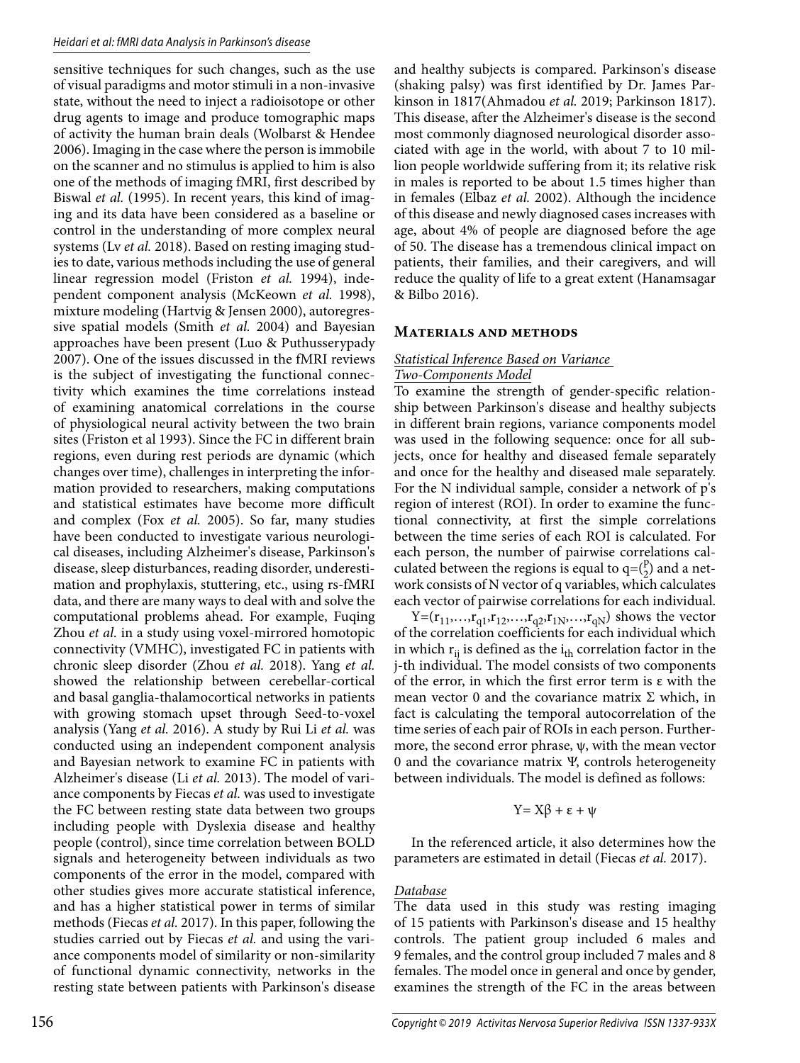sensitive techniques for such changes, such as the use of visual paradigms and motor stimuli in a non-invasive state, without the need to inject a radioisotope or other drug agents to image and produce tomographic maps of activity the human brain deals (Wolbarst & Hendee 2006). Imaging in the case where the person is immobile on the scanner and no stimulus is applied to him is also one of the methods of imaging fMRI, first described by Biswal *et al.* (1995). In recent years, this kind of imaging and its data have been considered as a baseline or control in the understanding of more complex neural systems (Lv *et al.* 2018). Based on resting imaging studies to date, various methods including the use of general linear regression model (Friston *et al.* 1994), independent component analysis (McKeown *et al.* 1998), mixture modeling (Hartvig & Jensen 2000), autoregressive spatial models (Smith *et al.* 2004) and Bayesian approaches have been present (Luo & Puthusserypady 2007). One of the issues discussed in the fMRI reviews is the subject of investigating the functional connectivity which examines the time correlations instead of examining anatomical correlations in the course of physiological neural activity between the two brain sites (Friston et al 1993). Since the FC in different brain regions, even during rest periods are dynamic (which changes over time), challenges in interpreting the information provided to researchers, making computations and statistical estimates have become more difficult and complex (Fox *et al.* 2005). So far, many studies have been conducted to investigate various neurological diseases, including Alzheimer's disease, Parkinson's disease, sleep disturbances, reading disorder, underestimation and prophylaxis, stuttering, etc., using rs-fMRI data, and there are many ways to deal with and solve the computational problems ahead. For example, Fuqing Zhou *et al.* in a study using voxel-mirrored homotopic connectivity (VMHC), investigated FC in patients with chronic sleep disorder (Zhou *et al.* 2018). Yang *et al.* showed the relationship between cerebellar-cortical and basal ganglia-thalamocortical networks in patients with growing stomach upset through Seed-to-voxel analysis (Yang *et al.* 2016). A study by Rui Li *et al.* was conducted using an independent component analysis and Bayesian network to examine FC in patients with Alzheimer's disease (Li *et al.* 2013). The model of variance components by Fiecas *et al.* was used to investigate the FC between resting state data between two groups including people with Dyslexia disease and healthy people (control), since time correlation between BOLD signals and heterogeneity between individuals as two components of the error in the model, compared with other studies gives more accurate statistical inference, and has a higher statistical power in terms of similar methods (Fiecas *et al.* 2017). In this paper, following the studies carried out by Fiecas *et al.* and using the variance components model of similarity or non-similarity of functional dynamic connectivity, networks in the resting state between patients with Parkinson's disease and healthy subjects is compared. Parkinson's disease (shaking palsy) was first identified by Dr. James Parkinson in 1817(Ahmadou *et al.* 2019; Parkinson 1817). This disease, after the Alzheimer's disease is the second most commonly diagnosed neurological disorder associated with age in the world, with about 7 to 10 million people worldwide suffering from it; its relative risk in males is reported to be about 1.5 times higher than in females (Elbaz *et al.* 2002). Although the incidence of this disease and newly diagnosed cases increases with age, about 4% of people are diagnosed before the age of 50. The disease has a tremendous clinical impact on patients, their families, and their caregivers, and will reduce the quality of life to a great extent (Hanamsagar & Bilbo 2016).

## Materials and methods

### Statistical Inference Based on Variance Two-Components Model

To examine the strength of gender-specific relationship between Parkinson's disease and healthy subjects in different brain regions, variance components model was used in the following sequence: once for all subjects, once for healthy and diseased female separately and once for the healthy and diseased male separately. For the N individual sample, consider a network of p's region of interest (ROI). In order to examine the functional connectivity, at first the simple correlations between the time series of each ROI is calculated. For each person, the number of pairwise correlations calculated between the regions is equal to $q=\binom{p}{2}$ and a network consists of N vector of q variables, which calculates each vector of pairwise correlations for each individual.

$Y=(r_{11},\ldots,r_{q1},r_{12},\ldots,r_{q2},r_{1N},\ldots,r_{qN})$ shows the vector of the correlation coefficients for each individual which in which $r_{ij}$ is defined as the $i_{th}$ correlation factor in the j-th individual. The model consists of two components of the error, in which the first error term is ε with the mean vector 0 and the covariance matrix Σ which, in fact is calculating the temporal autocorrelation of the time series of each pair of ROIs in each person. Furthermore, the second error phrase, ψ, with the mean vector 0 and the covariance matrix Ψ, controls heterogeneity between individuals. The model is defined as follows:

$$Y= X\beta + \varepsilon + \psi$$

In the referenced article, it also determines how the parameters are estimated in detail (Fiecas *et al.* 2017).

### Database

The data used in this study was resting imaging of 15 patients with Parkinson's disease and 15 healthy controls. The patient group included 6 males and 9 females, and the control group included 7 males and 8 females. The model once in general and once by gender, examines the strength of the FC in the areas between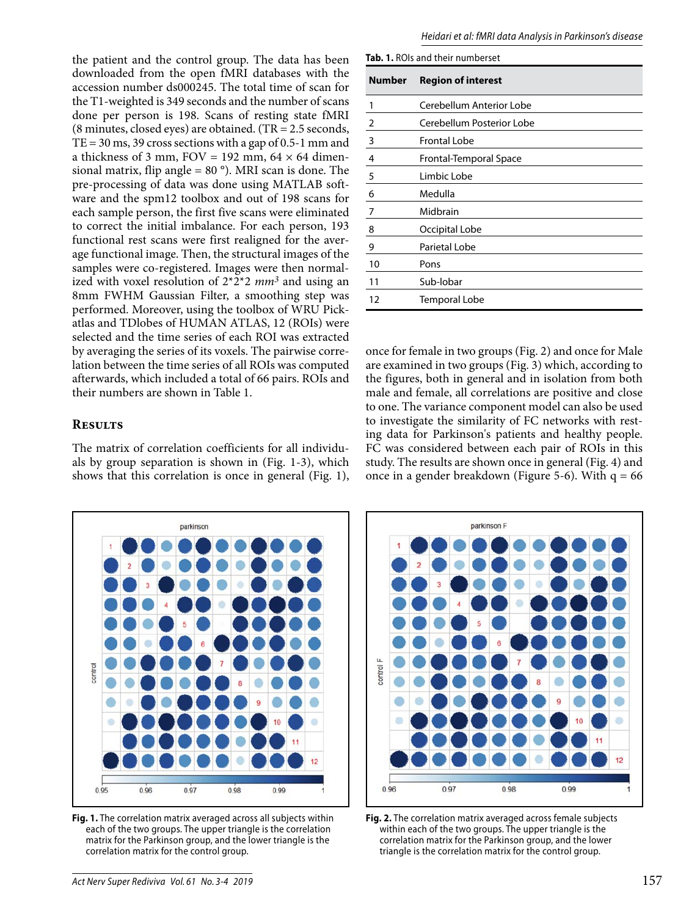the patient and the control group. The data has been downloaded from the open fMRI databases with the accession number ds000245. The total time of scan for the T1-weighted is 349 seconds and the number of scans done per person is 198. Scans of resting state fMRI (8 minutes, closed eyes) are obtained. (TR = 2.5 seconds, TE = 30 ms, 39 cross sections with a gap of 0.5-1 mm and a thickness of 3 mm, FOV = 192 mm, 64 × 64 dimensional matrix, flip angle = 80 °). MRI scan is done. The pre-processing of data was done using MATLAB software and the spm12 toolbox and out of 198 scans for each sample person, the first five scans were eliminated to correct the initial imbalance. For each person, 193 functional rest scans were first realigned for the average functional image. Then, the structural images of the samples were co-registered. Images were then normalized with voxel resolution of 2\*2\*2 $mm^3$ and using an 8mm FWHM Gaussian Filter, a smoothing step was performed. Moreover, using the toolbox of WRU Pick-atlas and TDlobes of HUMAN ATLAS, 12 (ROIs) were selected and the time series of each ROI was extracted by averaging the series of its voxels. The pairwise correlation between the time series of all ROIs was computed afterwards, which included a total of 66 pairs. ROIs and their numbers are shown in Table 1.

**Tab. 1.** ROIs and their numberset

| Number | Region of interest |
|---|---|
| 1 | Cerebellum Anterior Lobe |
| 2 | Cerebellum Posterior Lobe |
| 3 | Frontal Lobe |
| 4 | Frontal-Temporal Space |
| 5 | Limbic Lobe |
| 6 | Medulla |
| 7 | Midbrain |
| 8 | Occipital Lobe |
| 9 | Parietal Lobe |
| 10 | Pons |
| 11 | Sub-lobar |
| 12 | Temporal Lobe |

## Results

The matrix of correlation coefficients for all individuals by group separation is shown in (Fig. 1-3), which shows that this correlation is once in general (Fig. 1), once for female in two groups (Fig. 2) and once for Male are examined in two groups (Fig. 3) which, according to the figures, both in general and in isolation from both male and female, all correlations are positive and close to one. The variance component model can also be used to investigate the similarity of FC networks with resting data for Parkinson's patients and healthy people. FC was considered between each pair of ROIs in this study. The results are shown once in general (Fig. 4) and once in a gender breakdown (Figure 5-6). With q = 66

**Fig. 1.** The correlation matrix averaged across all subjects within each of the two groups. The upper triangle is the correlation matrix for the Parkinson group, and the lower triangle is the correlation matrix for the control group.

**Fig. 2.** The correlation matrix averaged across female subjects within each of the two groups. The upper triangle is the correlation matrix for the Parkinson group, and the lower triangle is the correlation matrix for the control group.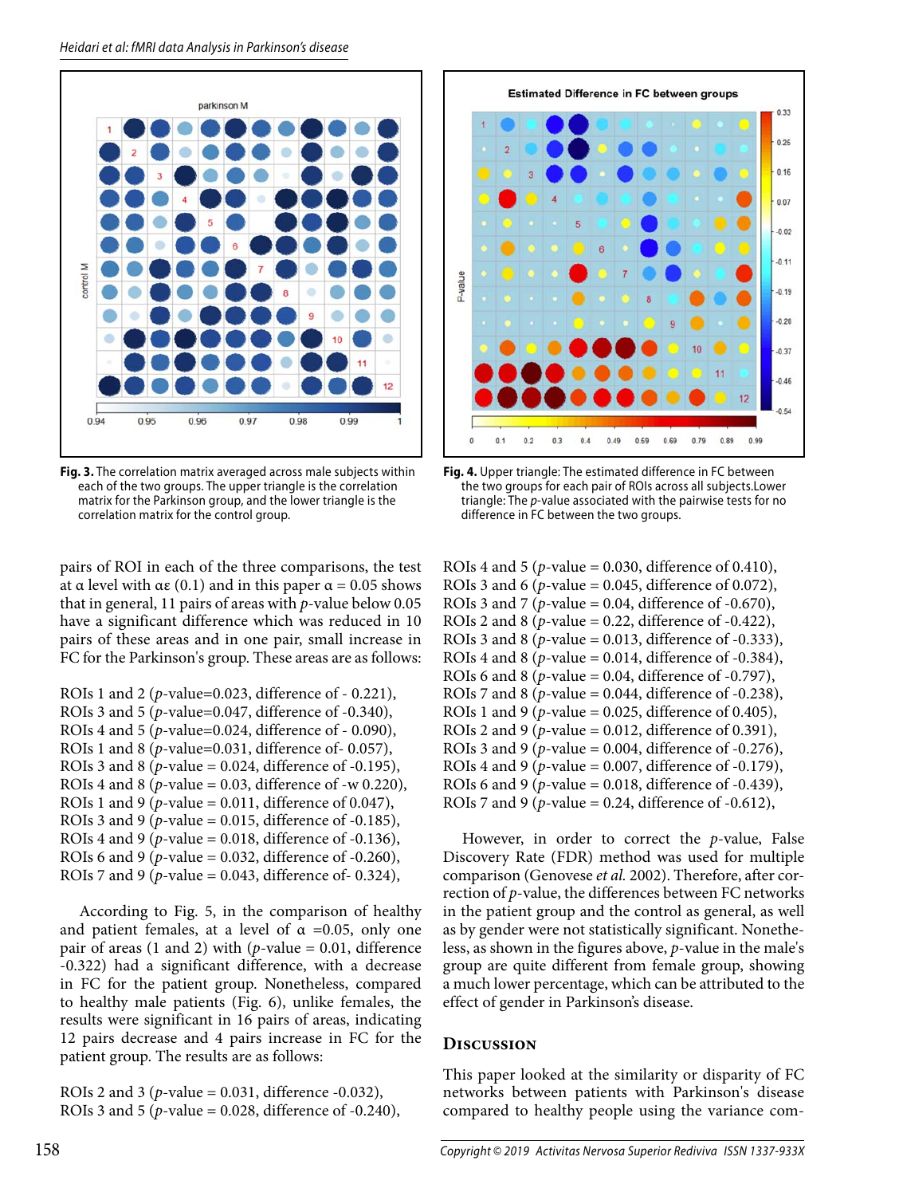**Fig. 3.** The correlation matrix averaged across male subjects within each of the two groups. The upper triangle is the correlation matrix for the Parkinson group, and the lower triangle is the correlation matrix for the control group.

**Fig. 4.** Upper triangle: The estimated difference in FC between the two groups for each pair of ROIs across all subjects.Lower triangle: The *p*-value associated with the pairwise tests for no difference in FC between the two groups.

pairs of ROI in each of the three comparisons, the test at α level with αε (0.1) and in this paper α = 0.05 shows that in general, 11 pairs of areas with *p*-value below 0.05 have a significant difference which was reduced in 10 pairs of these areas and in one pair, small increase in FC for the Parkinson's group. These areas are as follows:

ROIs 1 and 2 (*p*-value=0.023, difference of - 0.221),
ROIs 3 and 5 (*p*-value=0.047, difference of -0.340),
ROIs 4 and 5 (*p*-value=0.024, difference of - 0.090),
ROIs 1 and 8 (*p*-value=0.031, difference of- 0.057),
ROIs 3 and 8 (*p*-value = 0.024, difference of -0.195),
ROIs 4 and 8 (*p*-value = 0.03, difference of -w 0.220),
ROIs 1 and 9 (*p*-value = 0.011, difference of 0.047),
ROIs 3 and 9 (*p*-value = 0.015, difference of -0.185),
ROIs 4 and 9 (*p*-value = 0.018, difference of -0.136),
ROIs 6 and 9 (*p*-value = 0.032, difference of -0.260),
ROIs 7 and 9 (*p*-value = 0.043, difference of- 0.324),

According to Fig. 5, in the comparison of healthy and patient females, at a level of α =0.05, only one pair of areas (1 and 2) with (*p*-value = 0.01, difference -0.322) had a significant difference, with a decrease in FC for the patient group. Nonetheless, compared to healthy male patients (Fig. 6), unlike females, the results were significant in 16 pairs of areas, indicating 12 pairs decrease and 4 pairs increase in FC for the patient group. The results are as follows:

ROIs 2 and 3 (*p*-value = 0.031, difference -0.032),
ROIs 3 and 5 (*p*-value = 0.028, difference of -0.240),
ROIs 4 and 5 (*p*-value = 0.030, difference of 0.410),
ROIs 3 and 6 (*p*-value = 0.045, difference of 0.072),
ROIs 3 and 7 (*p*-value = 0.04, difference of -0.670),
ROIs 2 and 8 (*p*-value = 0.22, difference of -0.422),
ROIs 3 and 8 (*p*-value = 0.013, difference of -0.333),
ROIs 4 and 8 (*p*-value = 0.014, difference of -0.384),
ROIs 6 and 8 (*p*-value = 0.04, difference of -0.797),
ROIs 7 and 8 (*p*-value = 0.044, difference of -0.238),
ROIs 1 and 9 (*p*-value = 0.025, difference of 0.405),
ROIs 2 and 9 (*p*-value = 0.012, difference of 0.391),
ROIs 3 and 9 (*p*-value = 0.004, difference of -0.276),
ROIs 4 and 9 (*p*-value = 0.007, difference of -0.179),
ROIs 6 and 9 (*p*-value = 0.018, difference of -0.439),
ROIs 7 and 9 (*p*-value = 0.24, difference of -0.612),

However, in order to correct the *p*-value, False Discovery Rate (FDR) method was used for multiple comparison (Genovese *et al.* 2002). Therefore, after correction of *p*-value, the differences between FC networks in the patient group and the control as general, as well as by gender were not statistically significant. Nonetheless, as shown in the figures above, *p*-value in the male's group are quite different from female group, showing a much lower percentage, which can be attributed to the effect of gender in Parkinson's disease.

## Discussion

This paper looked at the similarity or disparity of FC networks between patients with Parkinson's disease compared to healthy people using the variance com-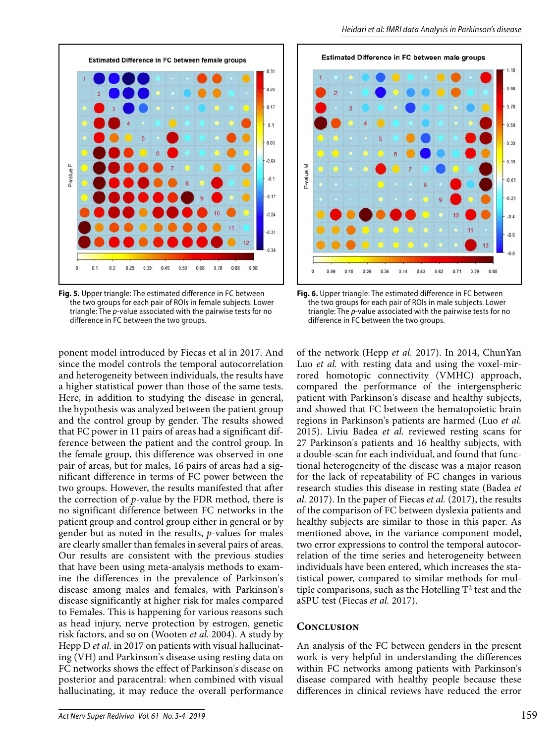Fig. 5. Upper triangle: The estimated difference in FC between the two groups for each pair of ROIs in female subjects. Lower triangle: The *p*-value associated with the pairwise tests for no difference in FC between the two groups.

Fig. 6. Upper triangle: The estimated difference in FC between the two groups for each pair of ROIs in male subjects. Lower triangle: The *p*-value associated with the pairwise tests for no difference in FC between the two groups.

ponent model introduced by Fiecas et al in 2017. And since the model controls the temporal autocorrelation and heterogeneity between individuals, the results have a higher statistical power than those of the same tests. Here, in addition to studying the disease in general, the hypothesis was analyzed between the patient group and the control group by gender. The results showed that FC power in 11 pairs of areas had a significant difference between the patient and the control group. In the female group, this difference was observed in one pair of areas, but for males, 16 pairs of areas had a significant difference in terms of FC power between the two groups. However, the results manifested that after the correction of *p*-value by the FDR method, there is no significant difference between FC networks in the patient group and control group either in general or by gender but as noted in the results, *p*-values for males are clearly smaller than females in several pairs of areas. Our results are consistent with the previous studies that have been using meta-analysis methods to examine the differences in the prevalence of Parkinson's disease among males and females, with Parkinson's disease significantly at higher risk for males compared to Females. This is happening for various reasons such as head injury, nerve protection by estrogen, genetic risk factors, and so on (Wooten *et al.* 2004). A study by Hepp D *et al.* in 2017 on patients with visual hallucinating (VH) and Parkinson's disease using resting data on FC networks shows the effect of Parkinson's disease on posterior and paracentral: when combined with visual hallucinating, it may reduce the overall performance of the network (Hepp *et al.* 2017). In 2014, ChunYan Luo *et al.* with resting data and using the voxel-mirrored homotopic connectivity (VMHC) approach, compared the performance of the intergenspheric patient with Parkinson's disease and healthy subjects, and showed that FC between the hematopoietic brain regions in Parkinson's patients are harmed (Luo *et al.* 2015). Liviu Badea *et al.* reviewed resting scans for 27 Parkinson's patients and 16 healthy subjects, with a double-scan for each individual, and found that functional heterogeneity of the disease was a major reason for the lack of repeatability of FC changes in various research studies this disease in resting state (Badea *et al.* 2017). In the paper of Fiecas *et al.* (2017), the results of the comparison of FC between dyslexia patients and healthy subjects are similar to those in this paper. As mentioned above, in the variance component model, two error expressions to control the temporal autocorrelation of the time series and heterogeneity between individuals have been entered, which increases the statistical power, compared to similar methods for multiple comparisons, such as the Hotelling $T^2$ test and the aSPU test (Fiecas *et al.* 2017).

## Conclusion

An analysis of the FC between genders in the present work is very helpful in understanding the differences within FC networks among patients with Parkinson's disease compared with healthy people because these differences in clinical reviews have reduced the error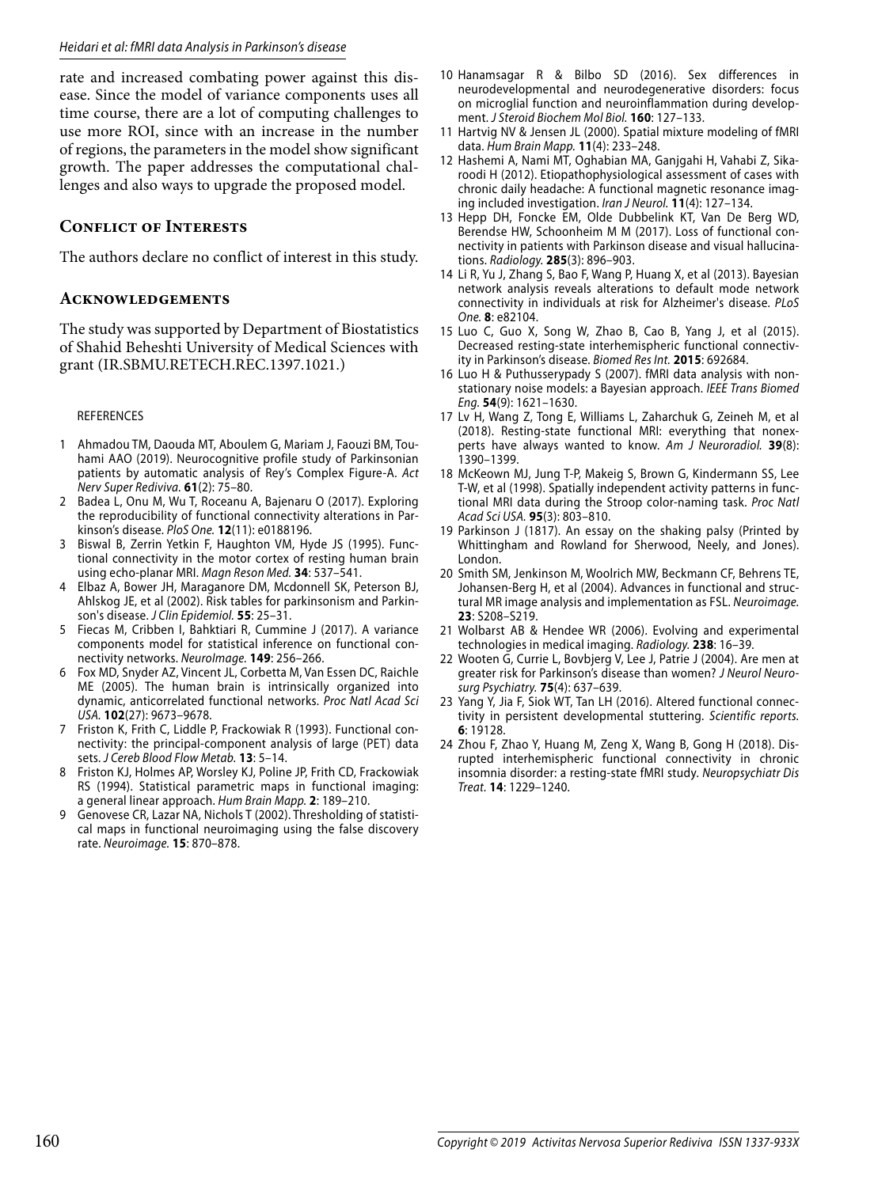rate and increased combating power against this disease. Since the model of variance components uses all time course, there are a lot of computing challenges to use more ROI, since with an increase in the number of regions, the parameters in the model show significant growth. The paper addresses the computational challenges and also ways to upgrade the proposed model.

## Conflict of Interests

The authors declare no conflict of interest in this study.

## Acknowledgements

The study was supported by Department of Biostatistics of Shahid Beheshti University of Medical Sciences with grant (IR.SBMU.RETECH.REC.1397.1021.)

### REFERENCES

1. Ahmadou TM, Daouda MT, Aboulem G, Mariam J, Faouzi BM, Touhami AAO (2019). Neurocognitive profile study of Parkinsonian patients by automatic analysis of Rey's Complex Figure-A. *Act Nerv Super Rediviva.* **61**(2): 75–80.
2. Badea L, Onu M, Wu T, Roceanu A, Bajenaru O (2017). Exploring the reproducibility of functional connectivity alterations in Parkinson's disease. *PloS One.* **12**(11): e0188196.
3. Biswal B, Zerrin Yetkin F, Haughton VM, Hyde JS (1995). Functional connectivity in the motor cortex of resting human brain using echo-planar MRI. *Magn Reson Med.* **34**: 537–541.
4. Elbaz A, Bower JH, Maraganore DM, Mcdonnell SK, Peterson BJ, Ahlskog JE, et al (2002). Risk tables for parkinsonism and Parkinson's disease. *J Clin Epidemiol.* **55**: 25–31.
5. Fiecas M, Cribben I, Bahktiari R, Cummine J (2017). A variance components model for statistical inference on functional connectivity networks. *NeuroImage.* **149**: 256–266.
6. Fox MD, Snyder AZ, Vincent JL, Corbetta M, Van Essen DC, Raichle ME (2005). The human brain is intrinsically organized into dynamic, anticorrelated functional networks. *Proc Natl Acad Sci USA.* **102**(27): 9673–9678.
7. Friston K, Frith C, Liddle P, Frackowiak R (1993). Functional connectivity: the principal-component analysis of large (PET) data sets. *J Cereb Blood Flow Metab.* **13**: 5–14.
8. Friston KJ, Holmes AP, Worsley KJ, Poline JP, Frith CD, Frackowiak RS (1994). Statistical parametric maps in functional imaging: a general linear approach. *Hum Brain Mapp.* **2**: 189–210.
9. Genovese CR, Lazar NA, Nichols T (2002). Thresholding of statistical maps in functional neuroimaging using the false discovery rate. *Neuroimage.* **15**: 870–878.
10. Hanamsagar R & Bilbo SD (2016). Sex differences in neurodevelopmental and neurodegenerative disorders: focus on microglial function and neuroinflammation during development. *J Steroid Biochem Mol Biol.* **160**: 127–133.
11. Hartvig NV & Jensen JL (2000). Spatial mixture modeling of fMRI data. *Hum Brain Mapp.* **11**(4): 233–248.
12. Hashemi A, Nami MT, Oghabian MA, Ganjgahi H, Vahabi Z, Sikaroodi H (2012). Etiopathophysiological assessment of cases with chronic daily headache: A functional magnetic resonance imaging included investigation. *Iran J Neurol.* **11**(4): 127–134.
13. Hepp DH, Foncke EM, Olde Dubbelink KT, Van De Berg WD, Berendse HW, Schoonheim M M (2017). Loss of functional connectivity in patients with Parkinson disease and visual hallucinations. *Radiology.* **285**(3): 896–903.
14. Li R, Yu J, Zhang S, Bao F, Wang P, Huang X, et al (2013). Bayesian network analysis reveals alterations to default mode network connectivity in individuals at risk for Alzheimer's disease. *PLoS One.* **8**: e82104.
15. Luo C, Guo X, Song W, Zhao B, Cao B, Yang J, et al (2015). Decreased resting-state interhemispheric functional connectivity in Parkinson's disease. *Biomed Res Int.* **2015**: 692684.
16. Luo H & Puthusserypady S (2007). fMRI data analysis with nonstationary noise models: a Bayesian approach. *IEEE Trans Biomed Eng.* **54**(9): 1621–1630.
17. Lv H, Wang Z, Tong E, Williams L, Zaharchuk G, Zeineh M, et al (2018). Resting-state functional MRI: everything that nonexperts have always wanted to know. *Am J Neuroradiol.* **39**(8): 1390–1399.
18. McKeown MJ, Jung T-P, Makeig S, Brown G, Kindermann SS, Lee T-W, et al (1998). Spatially independent activity patterns in functional MRI data during the Stroop color-naming task. *Proc Natl Acad Sci USA.* **95**(3): 803–810.
19. Parkinson J (1817). An essay on the shaking palsy (Printed by Whittingham and Rowland for Sherwood, Neely, and Jones). London.
20. Smith SM, Jenkinson M, Woolrich MW, Beckmann CF, Behrens TE, Johansen-Berg H, et al (2004). Advances in functional and structural MR image analysis and implementation as FSL. *Neuroimage.* **23**: S208–S219.
21. Wolbarst AB & Hendee WR (2006). Evolving and experimental technologies in medical imaging. *Radiology.* **238**: 16–39.
22. Wooten G, Currie L, Bovbjerg V, Lee J, Patrie J (2004). Are men at greater risk for Parkinson's disease than women? *J Neurol Neurosurg Psychiatry.* **75**(4): 637–639.
23. Yang Y, Jia F, Siok WT, Tan LH (2016). Altered functional connectivity in persistent developmental stuttering. *Scientific reports.* **6**: 19128.
24. Zhou F, Zhao Y, Huang M, Zeng X, Wang B, Gong H (2018). Disrupted interhemispheric functional connectivity in chronic insomnia disorder: a resting-state fMRI study. *Neuropsychiatr Dis Treat.* **14**: 1229–1240.